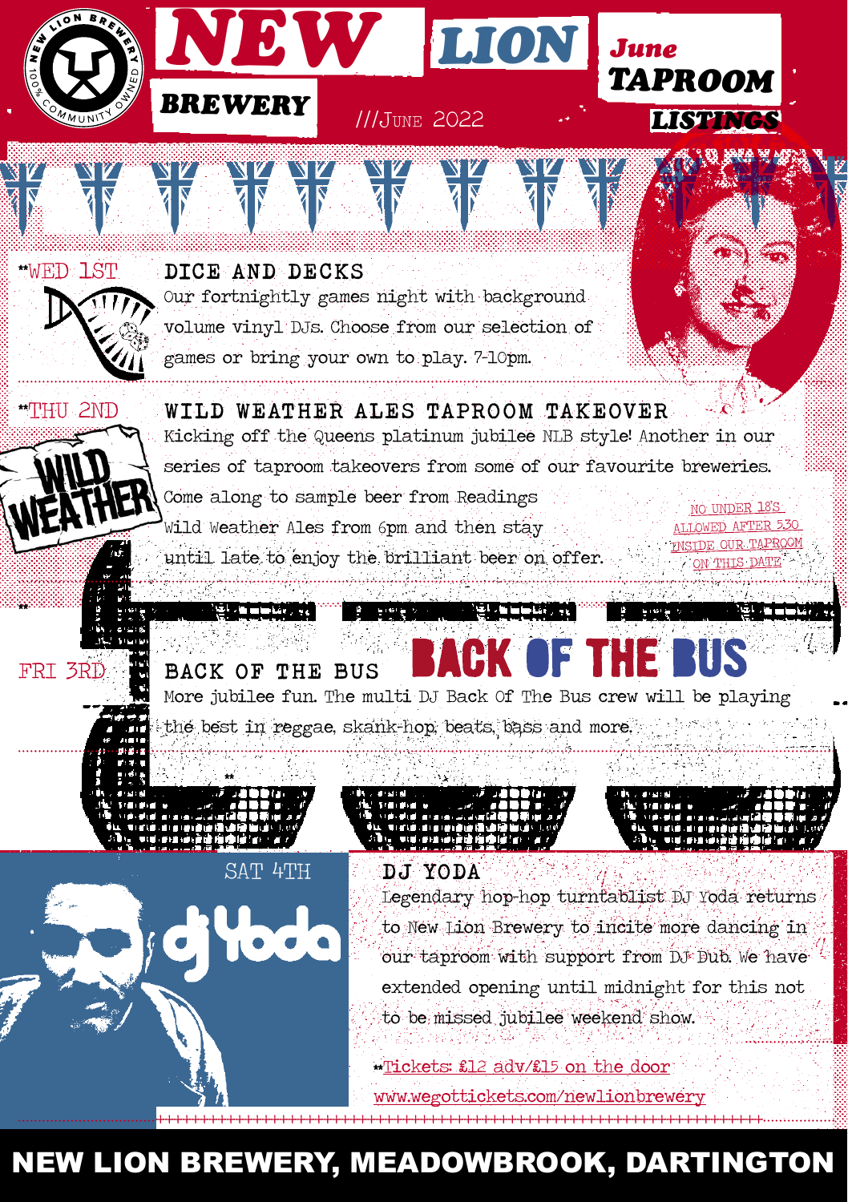# NEW LION BREWERY

100% COMMUNITY OWNED

///JUNE 2022

## June TAPROOM LISTINGS

**WED 1ST

### DICE AND DECKS

Our fortnightly games night with background volume vinyl DJs. Choose from our selection of games or bring your own to play. 7-10pm.

**THU 2ND

### WILD WEATHER ALES TAPROOM TAKEOVER

Kicking off the Queens platinum jubilee NLB style! Another in our series of taproom takeovers from some of our favourite breweries. Come along to sample beer from Readings Wild Weather Ales from 6pm and then stay until late to enjoy the brilliant beer on offer.

NO UNDER 18'S ALLOWED AFTER 530 INSIDE OUR TAPROOM ON THIS DATE

** FRI 3RD

### BACK OF THE BUS

More jubilee fun. The multi DJ Back Of The Bus crew will be playing the best in reggae, skank-hop, beats, bass and more.

SAT 4TH

### DJ YODA

Legendary hop-hop turntablist DJ Yoda returns to New Lion Brewery to incite more dancing in our taproom with support from DJ Dub. We have extended opening until midnight for this not to be missed jubilee weekend show.

**Tickets: £12 adv/£15 on the door
www.wegottickets.com/newlionbrewery

**NEW LION BREWERY, MEADOWBROOK, DARTINGTON**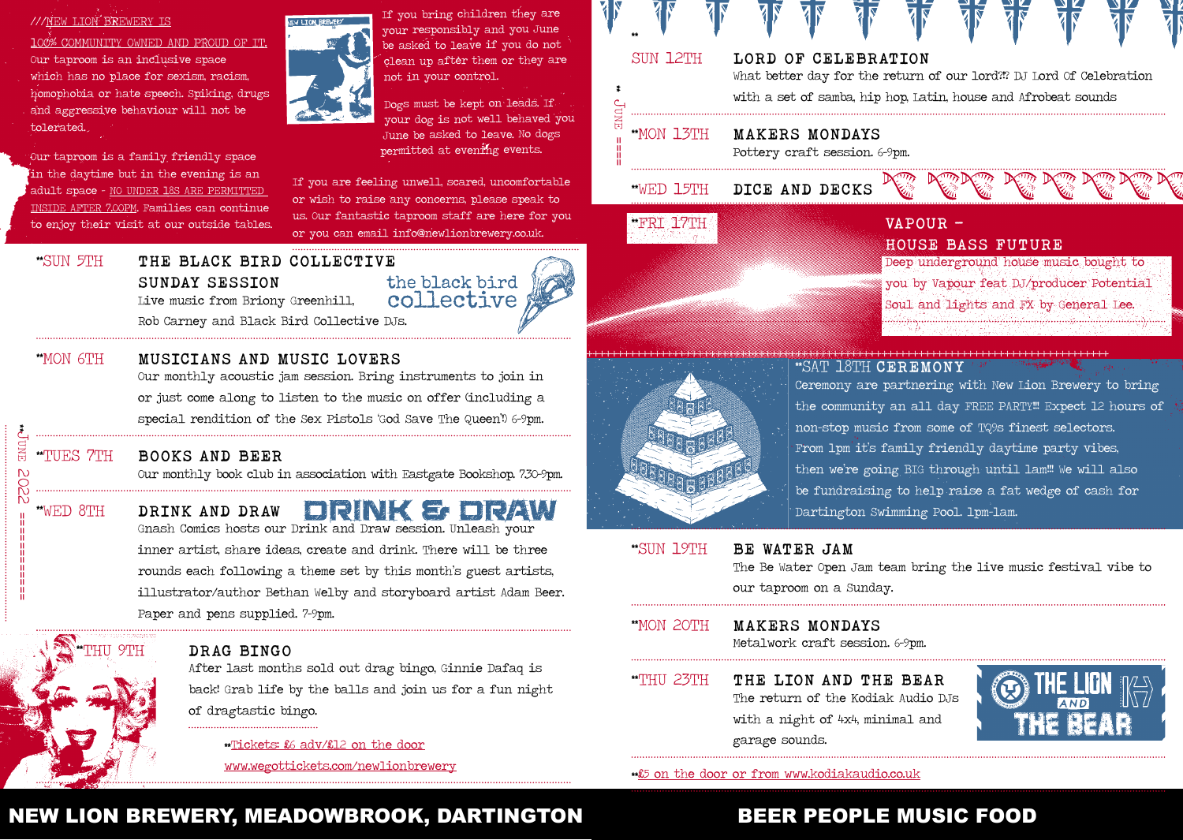///NEW LION BREWERY IS 100% COMMUNITY OWNED AND PROUD OF IT.

Our taproom is an inclusive space which has no place for sexism, racism, homophobia or hate speech. Spiking, drugs and aggressive behaviour will not be tolerated.

Our taproom is a family friendly space in the daytime but in the evening is an adult space - NO UNDER 18S ARE PERMITTED INSIDE AFTER 7.00PM. Families can continue to enjoy their visit at our outside tables.

If you bring children they are your responsibly and you June be asked to leave if you do not clean up after them or they are not in your control.

Dogs must be kept on leads. If your dog is not well behaved you June be asked to leave. No dogs permitted at evening events.

If you are feeling unwell, scared, uncomfortable or wish to raise any concerns, please speak to us. Our fantastic taproom staff are here for you or you can email info@newlionbrewery.co.uk.

**JUNE 2022**

**SUN 5TH — THE BLACK BIRD COLLECTIVE SUNDAY SESSION**
Live music from Briony Greenhill, Rob Carney and Black Bird Collective DJs.

**MON 6TH — MUSICIANS AND MUSIC LOVERS**
Our monthly acoustic jam session. Bring instruments to join in or just come along to listen to the music on offer (including a special rendition of the Sex Pistols 'God Save The Queen'!) 6-9pm.

**TUES 7TH — BOOKS AND BEER**
Our monthly book club in association with Eastgate Bookshop. 7.30-9pm.

**WED 8TH — DRINK AND DRAW**
Gnash Comics hosts our Drink and Draw session. Unleash your inner artist, share ideas, create and drink. There will be three rounds each following a theme set by this month's guest artists, illustrator/author Bethan Welby and storyboard artist Adam Beer. Paper and pens supplied. 7-9pm.

**THU 9TH — DRAG BINGO**
After last months sold out drag bingo, Ginnie Dafaq is back! Grab life by the balls and join us for a fun night of dragtastic bingo.

**Tickets: £6 adv/£12 on the door
www.wegottickets.com/newlionbrewery

**SUN 12TH — LORD OF CELEBRATION**
What better day for the return of our lord?!? DJ Lord Of Celebration with a set of samba, hip hop, Latin, house and Afrobeat sounds

**MON 13TH — MAKERS MONDAYS**
Pottery craft session. 6-9pm.

**WED 15TH — DICE AND DECKS**

**FRI 17TH — VAPOUR - HOUSE BASS FUTURE**
Deep underground house music bought to you by Vapour feat DJ/producer Potential Soul and lights and FX by General Lee.

**SAT 18TH — CEREMONY**
Ceremony are partnering with New Lion Brewery to bring the community an all day FREE PARTY!!! Expect 12 hours of non-stop music from some of TQ9s finest selectors. From 1pm it's family friendly daytime party vibes, then we're going BIG through until 1am!!! We will also be fundraising to help raise a fat wedge of cash for Dartington Swimming Pool. 1pm-1am.

**SUN 19TH — BE WATER JAM**
The Be Water Open Jam team bring the live music festival vibe to our taproom on a Sunday.

**MON 20TH — MAKERS MONDAYS**
Metalwork craft session. 6-9pm.

**THU 23TH — THE LION AND THE BEAR**
The return of the Kodiak Audio DJs with a night of 4x4, minimal and garage sounds.

**£5 on the door or from www.kodiakaudio.co.uk

**NEW LION BREWERY, MEADOWBROOK, DARTINGTON**

**BEER PEOPLE MUSIC FOOD**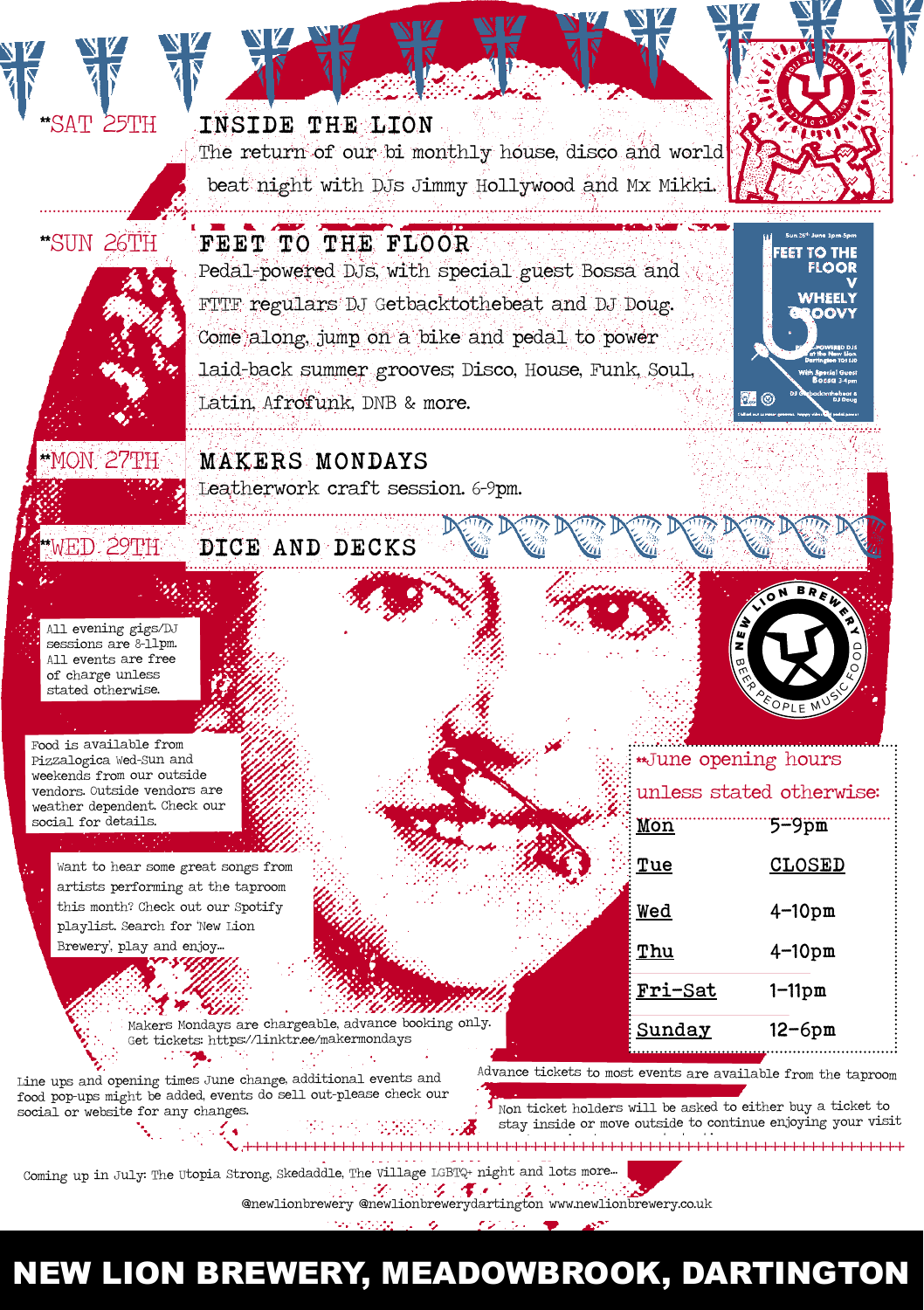**SAT 25TH

## INSIDE THE LION

The return of our bi monthly house, disco and world beat night with DJs Jimmy Hollywood and Mx Mikki.

**SUN 26TH

## FEET TO THE FLOOR

Pedal-powered DJs, with special guest Bossa and FTTF regulars DJ Getbacktothebeat and DJ Doug. Come along, jump on a bike and pedal to power laid-back summer grooves; Disco, House, Funk, Soul, Latin, Afrofunk, DNB & more.

**MON 27TH

## MAKERS MONDAYS

Leatherwork craft session. 6-9pm.

**WED 29TH

## DICE AND DECKS

All evening gigs/DJ sessions are 8-11pm. All events are free of charge unless stated otherwise.

Food is available from Pizzalogica Wed-Sun and weekends from our outside vendors. Outside vendors are weather dependent. Check our social for details.

Want to hear some great songs from artists performing at the taproom this month? Check out our Spotify playlist. Search for 'New Lion Brewery', play and enjoy...

**June opening hours unless stated otherwise:

| | |
|---|---|
| Mon | 5-9pm |
| Tue | CLOSED |
| Wed | 4-10pm |
| Thu | 4-10pm |
| Fri-Sat | 1-11pm |
| Sunday | 12-6pm |

Makers Mondays are chargeable, advance booking only. Get tickets: https://linktr.ee/makermondays

Line ups and opening times June change, additional events and food pop-ups might be added, events do sell out-please check our social or website for any changes.

Advance tickets to most events are available from the taproom

Non ticket holders will be asked to either buy a ticket to stay inside or move outside to continue enjoying your visit

Coming up in July: The Utopia Strong, Skedaddle, The Village LGBTQ+ night and lots more...

@newlionbrewery @newlionbrewerydartington www.newlionbrewery.co.uk

# NEW LION BREWERY, MEADOWBROOK, DARTINGTON